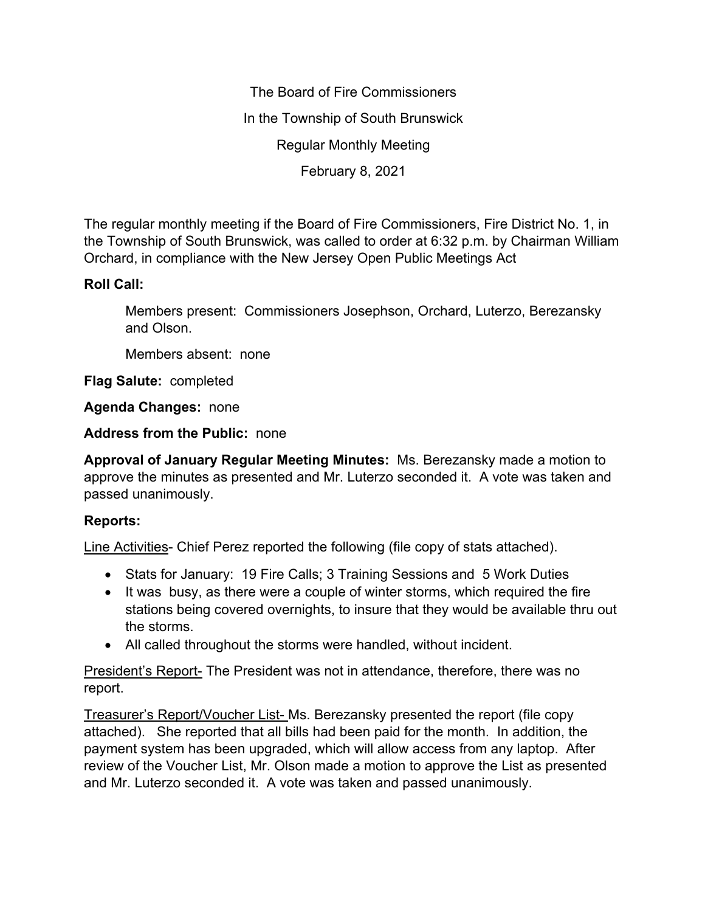The Board of Fire Commissioners

In the Township of South Brunswick

Regular Monthly Meeting

February 8, 2021

The regular monthly meeting if the Board of Fire Commissioners, Fire District No. 1, in the Township of South Brunswick, was called to order at 6:32 p.m. by Chairman William Orchard, in compliance with the New Jersey Open Public Meetings Act

**Roll Call:**

Members present: Commissioners Josephson, Orchard, Luterzo, Berezansky and Olson.

Members absent: none

**Flag Salute:** completed

**Agenda Changes:** none

**Address from the Public:** none

**Approval of January Regular Meeting Minutes:** Ms. Berezansky made a motion to approve the minutes as presented and Mr. Luterzo seconded it. A vote was taken and passed unanimously.

**Reports:**

Line Activities- Chief Perez reported the following (file copy of stats attached).

- Stats for January: 19 Fire Calls; 3 Training Sessions and 5 Work Duties
- It was busy, as there were a couple of winter storms, which required the fire stations being covered overnights, to insure that they would be available thru out the storms.
- All called throughout the storms were handled, without incident.

President's Report- The President was not in attendance, therefore, there was no report.

Treasurer's Report/Voucher List- Ms. Berezansky presented the report (file copy attached). She reported that all bills had been paid for the month. In addition, the payment system has been upgraded, which will allow access from any laptop. After review of the Voucher List, Mr. Olson made a motion to approve the List as presented and Mr. Luterzo seconded it. A vote was taken and passed unanimously.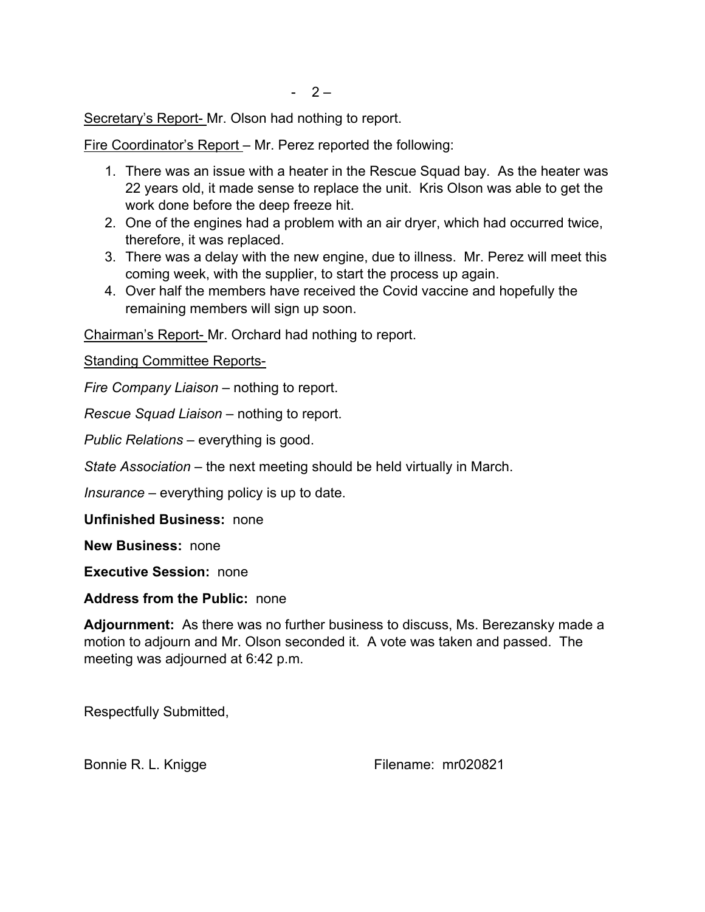Secretary's Report- Mr. Olson had nothing to report.

Fire Coordinator's Report – Mr. Perez reported the following:

1. There was an issue with a heater in the Rescue Squad bay. As the heater was 22 years old, it made sense to replace the unit. Kris Olson was able to get the work done before the deep freeze hit.
2. One of the engines had a problem with an air dryer, which had occurred twice, therefore, it was replaced.
3. There was a delay with the new engine, due to illness. Mr. Perez will meet this coming week, with the supplier, to start the process up again.
4. Over half the members have received the Covid vaccine and hopefully the remaining members will sign up soon.

Chairman's Report- Mr. Orchard had nothing to report.

Standing Committee Reports-

*Fire Company Liaison* – nothing to report.

*Rescue Squad Liaison* – nothing to report.

*Public Relations* – everything is good.

*State Association* – the next meeting should be held virtually in March.

*Insurance* – everything policy is up to date.

**Unfinished Business:** none

**New Business:** none

**Executive Session:** none

**Address from the Public:** none

**Adjournment:** As there was no further business to discuss, Ms. Berezansky made a motion to adjourn and Mr. Olson seconded it. A vote was taken and passed. The meeting was adjourned at 6:42 p.m.

Respectfully Submitted,

Bonnie R. L. Knigge

Filename: mr020821